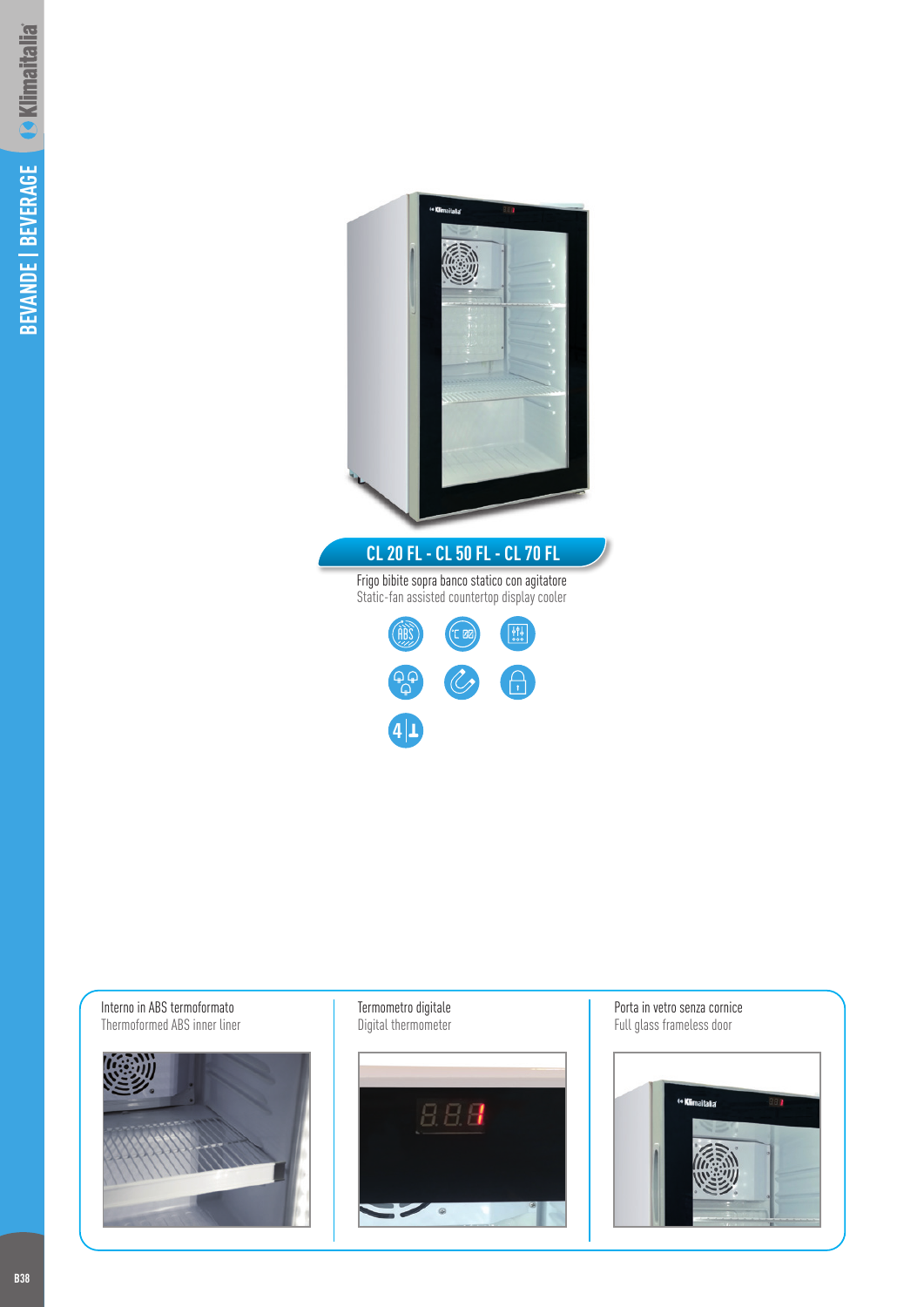## CL 20 FL - CL 50 FL - CL 70 FL

Frigo bibite sopra banco statico con agitatore
Static-fan assisted countertop display cooler

Interno in ABS termoformato
Thermoformed ABS inner liner

Termometro digitale
Digital thermometer

Porta in vetro senza cornice
Full glass frameless door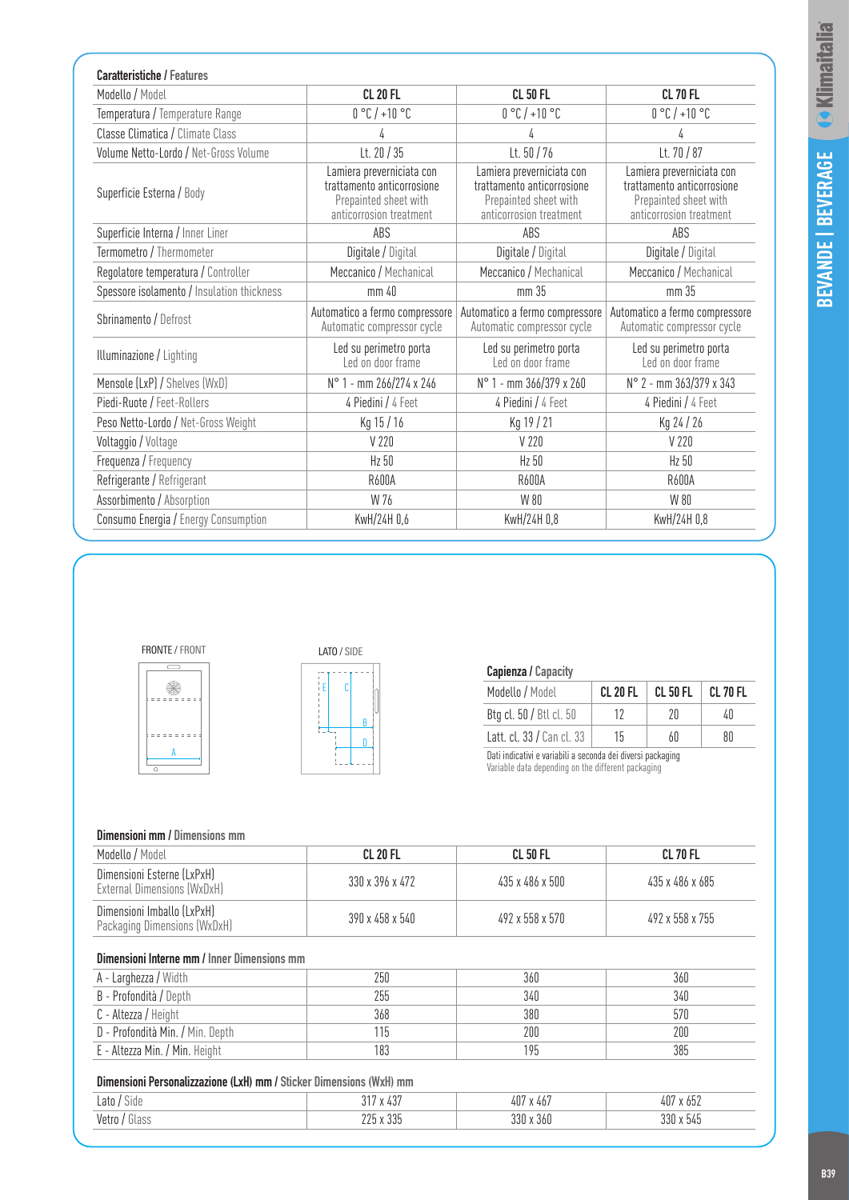**Caratteristiche / Features**

| Modello / Model | CL 20 FL | CL 50 FL | CL 70 FL |
| --- | --- | --- | --- |
| Temperatura / Temperature Range | 0 °C / +10 °C | 0 °C / +10 °C | 0 °C / +10 °C |
| Classe Climatica / Climate Class | 4 | 4 | 4 |
| Volume Netto-Lordo / Net-Gross Volume | Lt. 20 / 35 | Lt. 50 / 76 | Lt. 70 / 87 |
| Superficie Esterna / Body | Lamiera preverniciata con trattamento anticorrosione Prepainted sheet with anticorrosion treatment | Lamiera preverniciata con trattamento anticorrosione Prepainted sheet with anticorrosion treatment | Lamiera preverniciata con trattamento anticorrosione Prepainted sheet with anticorrosion treatment |
| Superficie Interna / Inner Liner | ABS | ABS | ABS |
| Termometro / Thermometer | Digitale / Digital | Digitale / Digital | Digitale / Digital |
| Regolatore temperatura / Controller | Meccanico / Mechanical | Meccanico / Mechanical | Meccanico / Mechanical |
| Spessore isolamento / Insulation thickness | mm 40 | mm 35 | mm 35 |
| Sbrinamento / Defrost | Automatico a fermo compressore Automatic compressor cycle | Automatico a fermo compressore Automatic compressor cycle | Automatico a fermo compressore Automatic compressor cycle |
| Illuminazione / Lighting | Led su perimetro porta Led on door frame | Led su perimetro porta Led on door frame | Led su perimetro porta Led on door frame |
| Mensole (LxP) / Shelves (WxD) | N° 1 - mm 266/274 x 246 | N° 1 - mm 366/379 x 260 | N° 2 - mm 363/379 x 343 |
| Piedi-Ruote / Feet-Rollers | 4 Piedini / 4 Feet | 4 Piedini / 4 Feet | 4 Piedini / 4 Feet |
| Peso Netto-Lordo / Net-Gross Weight | Kg 15 / 16 | Kg 19 / 21 | Kg 24 / 26 |
| Voltaggio / Voltage | V 220 | V 220 | V 220 |
| Frequenza / Frequency | Hz 50 | Hz 50 | Hz 50 |
| Refrigerante / Refrigerant | R600A | R600A | R600A |
| Assorbimento / Absorption | W 76 | W 80 | W 80 |
| Consumo Energia / Energy Consumption | KwH/24H 0,6 | KwH/24H 0,8 | KwH/24H 0,8 |

FRONTE / FRONT

A

LATO / SIDE

E C B D

**Capienza / Capacity**

| Modello / Model | CL 20 FL | CL 50 FL | CL 70 FL |
| --- | --- | --- | --- |
| Btg cl. 50 / Btl cl. 50 | 12 | 20 | 40 |
| Latt. cl. 33 / Can cl. 33 | 15 | 60 | 80 |

Dati indicativi e variabili a seconda dei diversi packaging
Variable data depending on the different packaging

**Dimensioni mm / Dimensions mm**

| Modello / Model | CL 20 FL | CL 50 FL | CL 70 FL |
| --- | --- | --- | --- |
| Dimensioni Esterne (LxPxH) External Dimensions (WxDxH) | 330 x 396 x 472 | 435 x 486 x 500 | 435 x 486 x 685 |
| Dimensioni Imballo (LxPxH) Packaging Dimensions (WxDxH) | 390 x 458 x 540 | 492 x 558 x 570 | 492 x 558 x 755 |

**Dimensioni Interne mm / Inner Dimensions mm**

| | | | |
| --- | --- | --- | --- |
| A - Larghezza / Width | 250 | 360 | 360 |
| B - Profondità / Depth | 255 | 340 | 340 |
| C - Altezza / Height | 368 | 380 | 570 |
| D - Profondità Min. / Min. Depth | 115 | 200 | 200 |
| E - Altezza Min. / Min. Height | 183 | 195 | 385 |

**Dimensioni Personalizzazione (LxH) mm / Sticker Dimensions (WxH) mm**

| | | | |
| --- | --- | --- | --- |
| Lato / Side | 317 x 437 | 407 x 467 | 407 x 652 |
| Vetro / Glass | 225 x 335 | 330 x 360 | 330 x 545 |